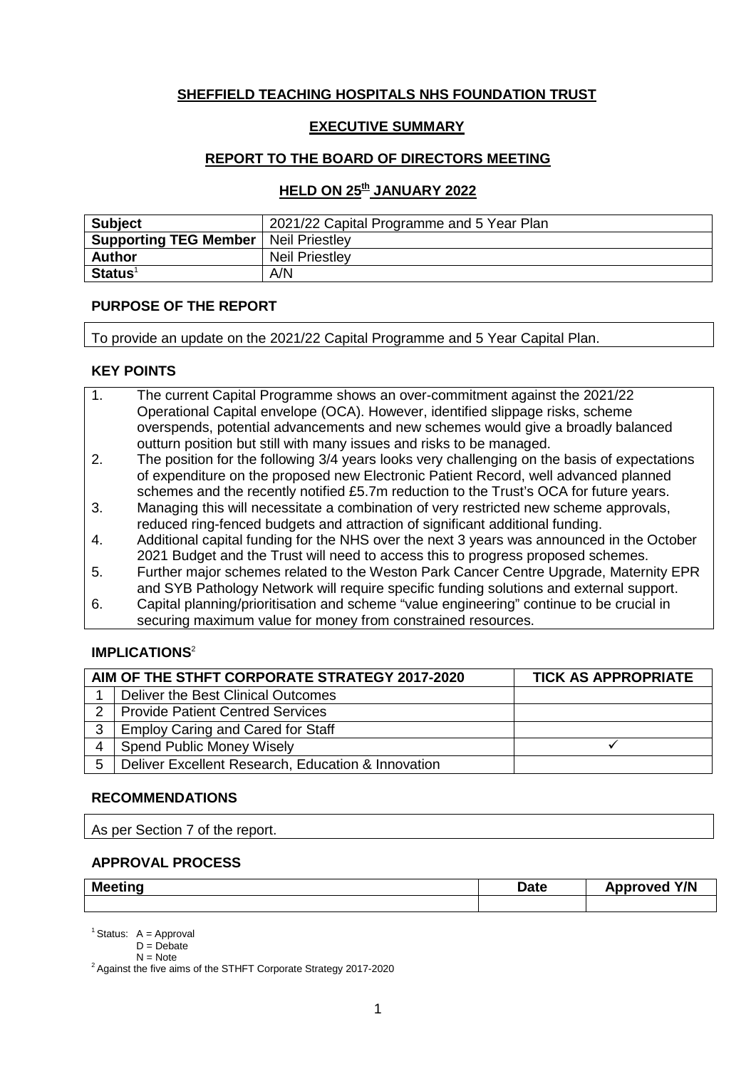**SHEFFIELD TEACHING HOSPITALS NHS FOUNDATION TRUST**

**EXECUTIVE SUMMARY**

**REPORT TO THE BOARD OF DIRECTORS MEETING**

**HELD ON 25th JANUARY 2022**

| **Subject** | 2021/22 Capital Programme and 5 Year Plan |
|---|---|
| **Supporting TEG Member** | Neil Priestley |
| **Author** | Neil Priestley |
| **Status**[1] | A/N |

**PURPOSE OF THE REPORT**

To provide an update on the 2021/22 Capital Programme and 5 Year Capital Plan.

**KEY POINTS**

1. The current Capital Programme shows an over-commitment against the 2021/22 Operational Capital envelope (OCA). However, identified slippage risks, scheme overspends, potential advancements and new schemes would give a broadly balanced outturn position but still with many issues and risks to be managed.
2. The position for the following 3/4 years looks very challenging on the basis of expectations of expenditure on the proposed new Electronic Patient Record, well advanced planned schemes and the recently notified £5.7m reduction to the Trust's OCA for future years.
3. Managing this will necessitate a combination of very restricted new scheme approvals, reduced ring-fenced budgets and attraction of significant additional funding.
4. Additional capital funding for the NHS over the next 3 years was announced in the October 2021 Budget and the Trust will need to access this to progress proposed schemes.
5. Further major schemes related to the Weston Park Cancer Centre Upgrade, Maternity EPR and SYB Pathology Network will require specific funding solutions and external support.
6. Capital planning/prioritisation and scheme "value engineering" continue to be crucial in securing maximum value for money from constrained resources.

**IMPLICATIONS**[2]

| | AIM OF THE STHFT CORPORATE STRATEGY 2017-2020 | TICK AS APPROPRIATE |
|---|---|---|
| 1 | Deliver the Best Clinical Outcomes | |
| 2 | Provide Patient Centred Services | |
| 3 | Employ Caring and Cared for Staff | |
| 4 | Spend Public Money Wisely | ✓ |
| 5 | Deliver Excellent Research, Education & Innovation | |

**RECOMMENDATIONS**

As per Section 7 of the report.

**APPROVAL PROCESS**

| Meeting | Date | Approved Y/N |
|---|---|---|
| | | |

[1] Status: A = Approval
D = Debate
N = Note

[2] Against the five aims of the STHFT Corporate Strategy 2017-2020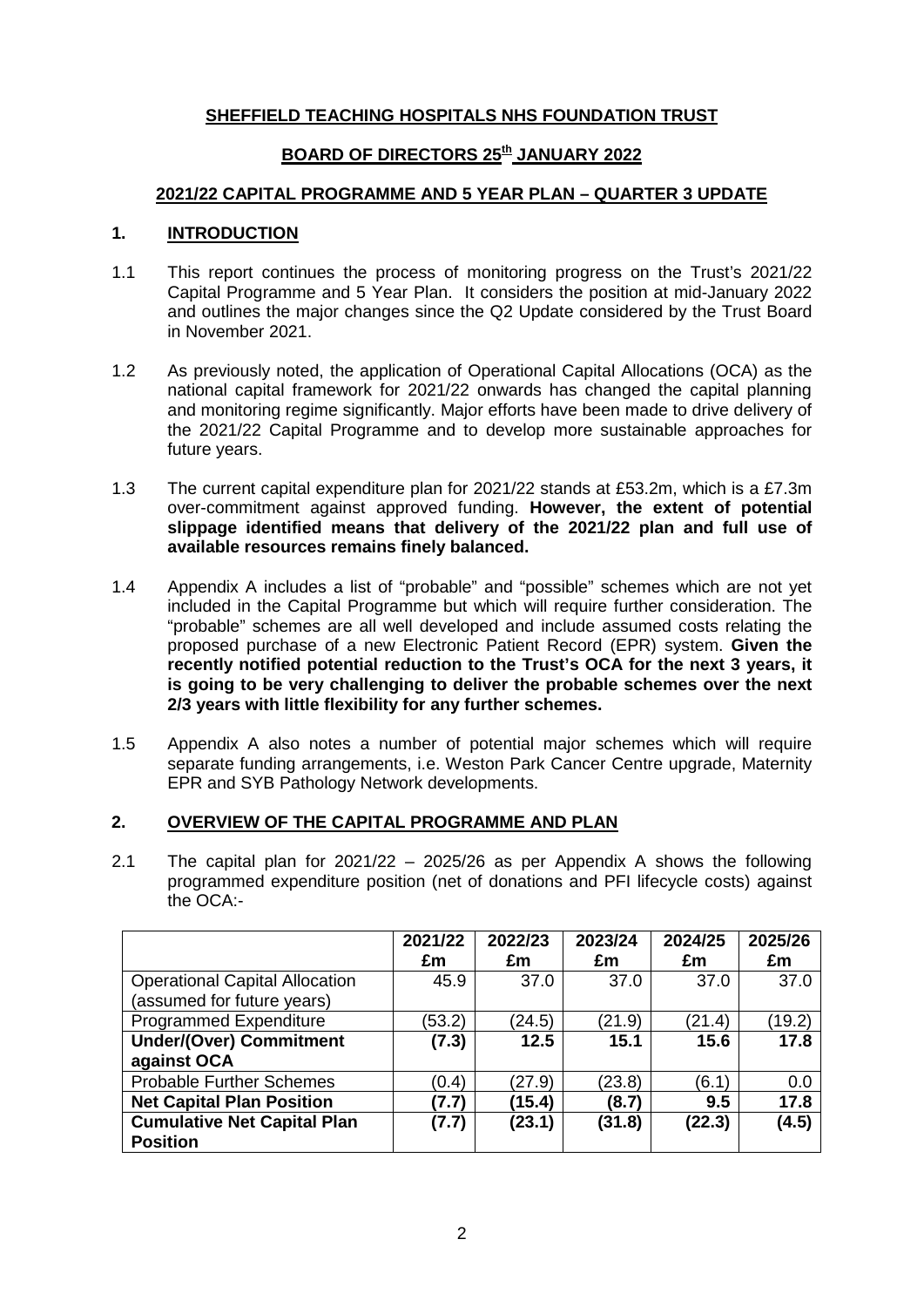**SHEFFIELD TEACHING HOSPITALS NHS FOUNDATION TRUST**

**BOARD OF DIRECTORS 25th JANUARY 2022**

**2021/22 CAPITAL PROGRAMME AND 5 YEAR PLAN – QUARTER 3 UPDATE**

## 1. INTRODUCTION

1.1 This report continues the process of monitoring progress on the Trust's 2021/22 Capital Programme and 5 Year Plan. It considers the position at mid-January 2022 and outlines the major changes since the Q2 Update considered by the Trust Board in November 2021.

1.2 As previously noted, the application of Operational Capital Allocations (OCA) as the national capital framework for 2021/22 onwards has changed the capital planning and monitoring regime significantly. Major efforts have been made to drive delivery of the 2021/22 Capital Programme and to develop more sustainable approaches for future years.

1.3 The current capital expenditure plan for 2021/22 stands at £53.2m, which is a £7.3m over-commitment against approved funding. **However, the extent of potential slippage identified means that delivery of the 2021/22 plan and full use of available resources remains finely balanced.**

1.4 Appendix A includes a list of "probable" and "possible" schemes which are not yet included in the Capital Programme but which will require further consideration. The "probable" schemes are all well developed and include assumed costs relating the proposed purchase of a new Electronic Patient Record (EPR) system. **Given the recently notified potential reduction to the Trust's OCA for the next 3 years, it is going to be very challenging to deliver the probable schemes over the next 2/3 years with little flexibility for any further schemes.**

1.5 Appendix A also notes a number of potential major schemes which will require separate funding arrangements, i.e. Weston Park Cancer Centre upgrade, Maternity EPR and SYB Pathology Network developments.

## 2. OVERVIEW OF THE CAPITAL PROGRAMME AND PLAN

2.1 The capital plan for 2021/22 – 2025/26 as per Appendix A shows the following programmed expenditure position (net of donations and PFI lifecycle costs) against the OCA:-

| | 2021/22 £m | 2022/23 £m | 2023/24 £m | 2024/25 £m | 2025/26 £m |
|---|---|---|---|---|---|
| Operational Capital Allocation (assumed for future years) | 45.9 | 37.0 | 37.0 | 37.0 | 37.0 |
| Programmed Expenditure | (53.2) | (24.5) | (21.9) | (21.4) | (19.2) |
| **Under/(Over) Commitment against OCA** | **(7.3)** | **12.5** | **15.1** | **15.6** | **17.8** |
| Probable Further Schemes | (0.4) | (27.9) | (23.8) | (6.1) | 0.0 |
| **Net Capital Plan Position** | **(7.7)** | **(15.4)** | **(8.7)** | **9.5** | **17.8** |
| **Cumulative Net Capital Plan Position** | **(7.7)** | **(23.1)** | **(31.8)** | **(22.3)** | **(4.5)** |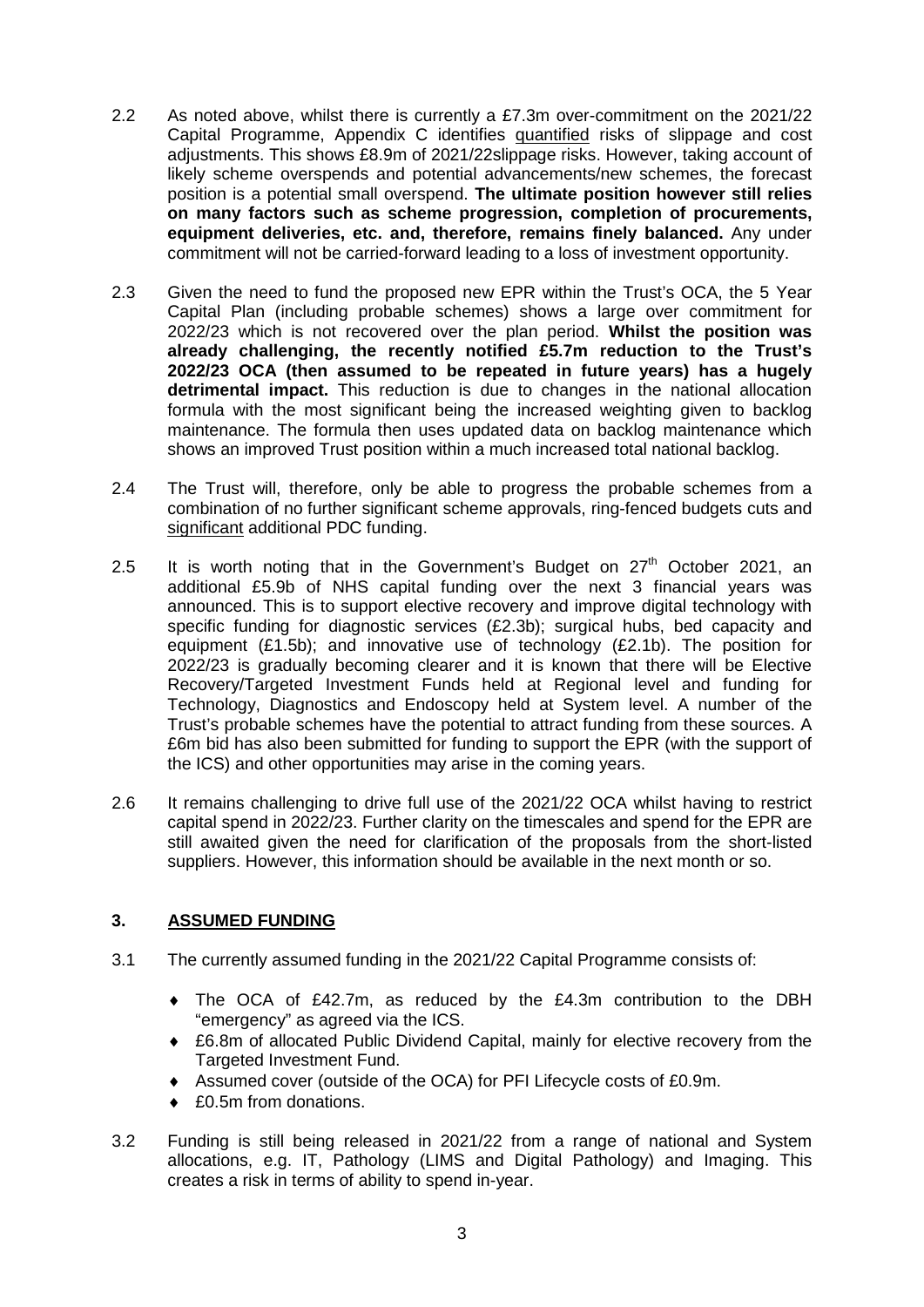2.2 As noted above, whilst there is currently a £7.3m over-commitment on the 2021/22 Capital Programme, Appendix C identifies quantified risks of slippage and cost adjustments. This shows £8.9m of 2021/22slippage risks. However, taking account of likely scheme overspends and potential advancements/new schemes, the forecast position is a potential small overspend. **The ultimate position however still relies on many factors such as scheme progression, completion of procurements, equipment deliveries, etc. and, therefore, remains finely balanced.** Any under commitment will not be carried-forward leading to a loss of investment opportunity.

2.3 Given the need to fund the proposed new EPR within the Trust's OCA, the 5 Year Capital Plan (including probable schemes) shows a large over commitment for 2022/23 which is not recovered over the plan period. **Whilst the position was already challenging, the recently notified £5.7m reduction to the Trust's 2022/23 OCA (then assumed to be repeated in future years) has a hugely detrimental impact.** This reduction is due to changes in the national allocation formula with the most significant being the increased weighting given to backlog maintenance. The formula then uses updated data on backlog maintenance which shows an improved Trust position within a much increased total national backlog.

2.4 The Trust will, therefore, only be able to progress the probable schemes from a combination of no further significant scheme approvals, ring-fenced budgets cuts and significant additional PDC funding.

2.5 It is worth noting that in the Government's Budget on 27th October 2021, an additional £5.9b of NHS capital funding over the next 3 financial years was announced. This is to support elective recovery and improve digital technology with specific funding for diagnostic services (£2.3b); surgical hubs, bed capacity and equipment (£1.5b); and innovative use of technology (£2.1b). The position for 2022/23 is gradually becoming clearer and it is known that there will be Elective Recovery/Targeted Investment Funds held at Regional level and funding for Technology, Diagnostics and Endoscopy held at System level. A number of the Trust's probable schemes have the potential to attract funding from these sources. A £6m bid has also been submitted for funding to support the EPR (with the support of the ICS) and other opportunities may arise in the coming years.

2.6 It remains challenging to drive full use of the 2021/22 OCA whilst having to restrict capital spend in 2022/23. Further clarity on the timescales and spend for the EPR are still awaited given the need for clarification of the proposals from the short-listed suppliers. However, this information should be available in the next month or so.

## 3. ASSUMED FUNDING

3.1 The currently assumed funding in the 2021/22 Capital Programme consists of:

- The OCA of £42.7m, as reduced by the £4.3m contribution to the DBH "emergency" as agreed via the ICS.
- £6.8m of allocated Public Dividend Capital, mainly for elective recovery from the Targeted Investment Fund.
- Assumed cover (outside of the OCA) for PFI Lifecycle costs of £0.9m.
- £0.5m from donations.

3.2 Funding is still being released in 2021/22 from a range of national and System allocations, e.g. IT, Pathology (LIMS and Digital Pathology) and Imaging. This creates a risk in terms of ability to spend in-year.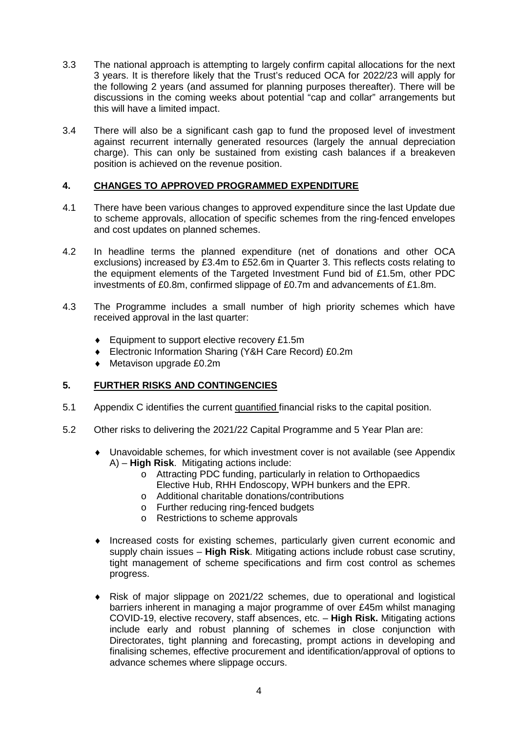3.3 The national approach is attempting to largely confirm capital allocations for the next 3 years. It is therefore likely that the Trust's reduced OCA for 2022/23 will apply for the following 2 years (and assumed for planning purposes thereafter). There will be discussions in the coming weeks about potential "cap and collar" arrangements but this will have a limited impact.

3.4 There will also be a significant cash gap to fund the proposed level of investment against recurrent internally generated resources (largely the annual depreciation charge). This can only be sustained from existing cash balances if a breakeven position is achieved on the revenue position.

## 4. CHANGES TO APPROVED PROGRAMMED EXPENDITURE

4.1 There have been various changes to approved expenditure since the last Update due to scheme approvals, allocation of specific schemes from the ring-fenced envelopes and cost updates on planned schemes.

4.2 In headline terms the planned expenditure (net of donations and other OCA exclusions) increased by £3.4m to £52.6m in Quarter 3. This reflects costs relating to the equipment elements of the Targeted Investment Fund bid of £1.5m, other PDC investments of £0.8m, confirmed slippage of £0.7m and advancements of £1.8m.

4.3 The Programme includes a small number of high priority schemes which have received approval in the last quarter:

- Equipment to support elective recovery £1.5m
- Electronic Information Sharing (Y&H Care Record) £0.2m
- Metavison upgrade £0.2m

## 5. FURTHER RISKS AND CONTINGENCIES

5.1 Appendix C identifies the current quantified financial risks to the capital position.

5.2 Other risks to delivering the 2021/22 Capital Programme and 5 Year Plan are:

- Unavoidable schemes, for which investment cover is not available (see Appendix A) – **High Risk**. Mitigating actions include:
  - Attracting PDC funding, particularly in relation to Orthopaedics Elective Hub, RHH Endoscopy, WPH bunkers and the EPR.
  - Additional charitable donations/contributions
  - Further reducing ring-fenced budgets
  - Restrictions to scheme approvals

- Increased costs for existing schemes, particularly given current economic and supply chain issues – **High Risk**. Mitigating actions include robust case scrutiny, tight management of scheme specifications and firm cost control as schemes progress.

- Risk of major slippage on 2021/22 schemes, due to operational and logistical barriers inherent in managing a major programme of over £45m whilst managing COVID-19, elective recovery, staff absences, etc. – **High Risk.** Mitigating actions include early and robust planning of schemes in close conjunction with Directorates, tight planning and forecasting, prompt actions in developing and finalising schemes, effective procurement and identification/approval of options to advance schemes where slippage occurs.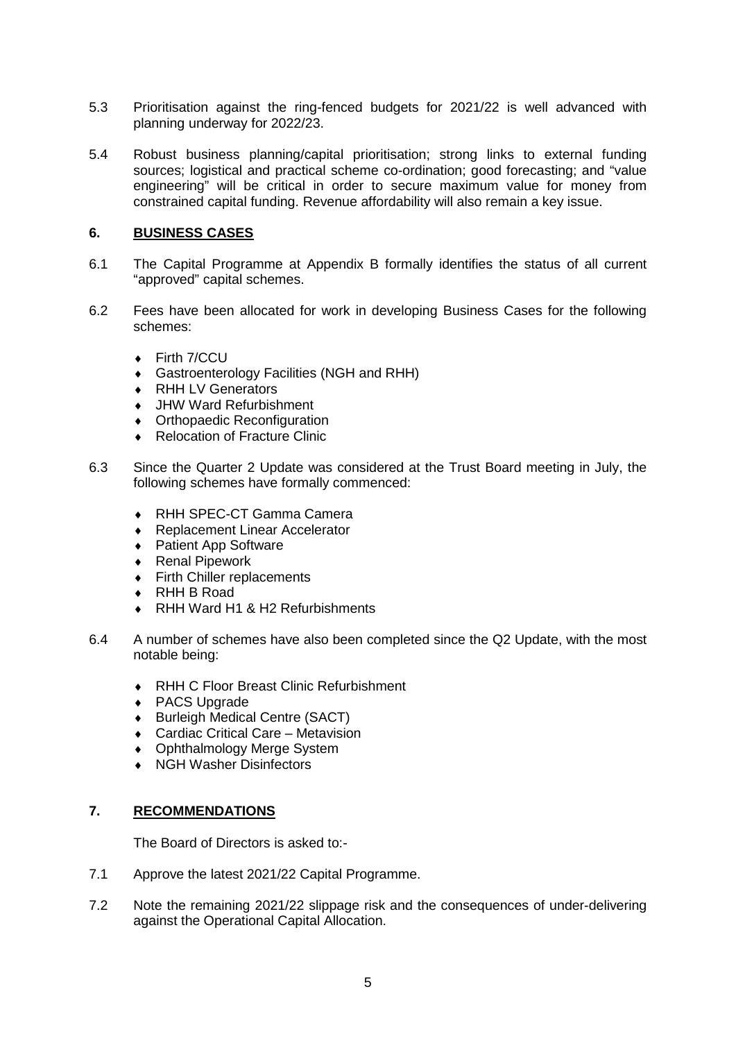5.3 Prioritisation against the ring-fenced budgets for 2021/22 is well advanced with planning underway for 2022/23.

5.4 Robust business planning/capital prioritisation; strong links to external funding sources; logistical and practical scheme co-ordination; good forecasting; and "value engineering" will be critical in order to secure maximum value for money from constrained capital funding. Revenue affordability will also remain a key issue.

## 6. BUSINESS CASES

6.1 The Capital Programme at Appendix B formally identifies the status of all current "approved" capital schemes.

6.2 Fees have been allocated for work in developing Business Cases for the following schemes:

- Firth 7/CCU
- Gastroenterology Facilities (NGH and RHH)
- RHH LV Generators
- JHW Ward Refurbishment
- Orthopaedic Reconfiguration
- Relocation of Fracture Clinic

6.3 Since the Quarter 2 Update was considered at the Trust Board meeting in July, the following schemes have formally commenced:

- RHH SPEC-CT Gamma Camera
- Replacement Linear Accelerator
- Patient App Software
- Renal Pipework
- Firth Chiller replacements
- RHH B Road
- RHH Ward H1 & H2 Refurbishments

6.4 A number of schemes have also been completed since the Q2 Update, with the most notable being:

- RHH C Floor Breast Clinic Refurbishment
- PACS Upgrade
- Burleigh Medical Centre (SACT)
- Cardiac Critical Care – Metavision
- Ophthalmology Merge System
- NGH Washer Disinfectors

## 7. RECOMMENDATIONS

The Board of Directors is asked to:-

7.1 Approve the latest 2021/22 Capital Programme.

7.2 Note the remaining 2021/22 slippage risk and the consequences of under-delivering against the Operational Capital Allocation.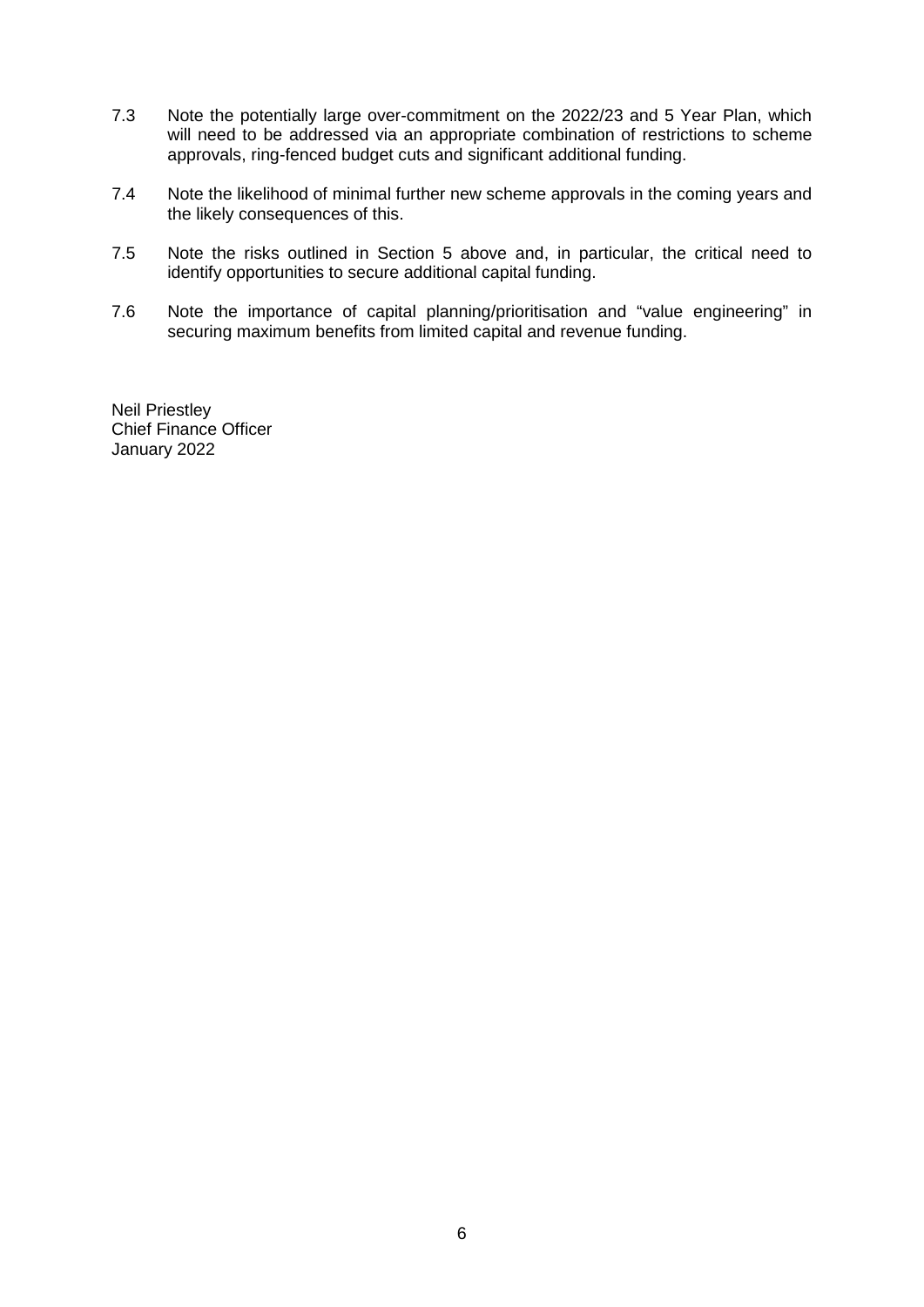7.3 Note the potentially large over-commitment on the 2022/23 and 5 Year Plan, which will need to be addressed via an appropriate combination of restrictions to scheme approvals, ring-fenced budget cuts and significant additional funding.

7.4 Note the likelihood of minimal further new scheme approvals in the coming years and the likely consequences of this.

7.5 Note the risks outlined in Section 5 above and, in particular, the critical need to identify opportunities to secure additional capital funding.

7.6 Note the importance of capital planning/prioritisation and "value engineering" in securing maximum benefits from limited capital and revenue funding.

Neil Priestley
Chief Finance Officer
January 2022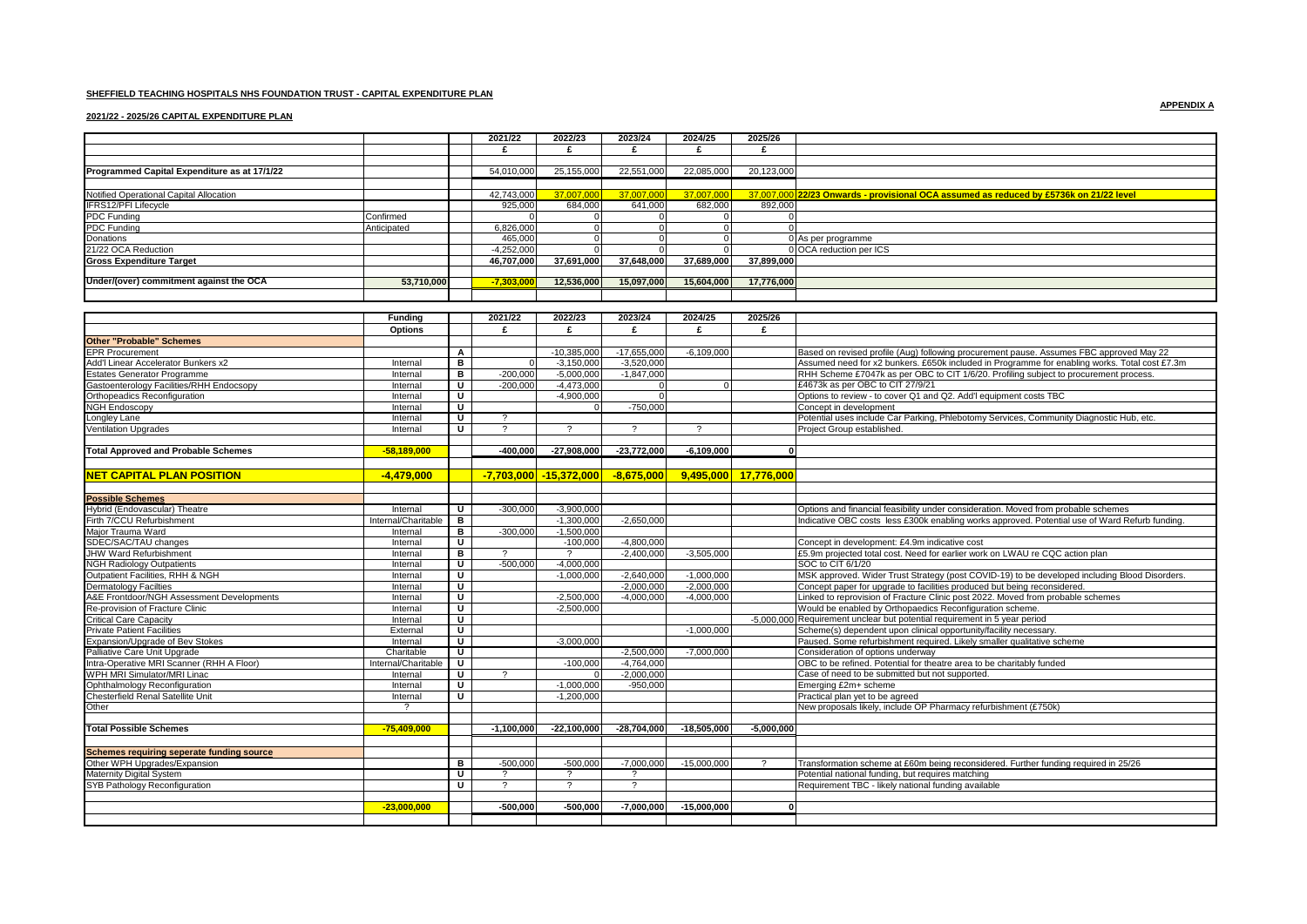**SHEFFIELD TEACHING HOSPITALS NHS FOUNDATION TRUST - CAPITAL EXPENDITURE PLAN**

**APPENDIX A**

**2021/22 - 2025/26 CAPITAL EXPENDITURE PLAN**

| | | | 2021/22 | 2022/23 | 2023/24 | 2024/25 | 2025/26 | |
|---|---|---|---|---|---|---|---|---|
| | | | £ | £ | £ | £ | £ | |
| **Programmed Capital Expenditure as at 17/1/22** | | | 54,010,000 | 25,155,000 | 22,551,000 | 22,085,000 | 20,123,000 | |
| Notified Operational Capital Allocation | | | 42,743,000 | 37,007,000 | 37,007,000 | 37,007,000 | 37,007,000 | **22/23 Onwards - provisional OCA assumed as reduced by £5736k on 21/22 level** |
| IFRS12/PFI Lifecycle | | | 925,000 | 684,000 | 641,000 | 682,000 | 892,000 | |
| PDC Funding | Confirmed | | 0 | 0 | 0 | 0 | 0 | |
| PDC Funding | Anticipated | | 6,826,000 | 0 | 0 | 0 | 0 | |
| Donations | | | 465,000 | 0 | 0 | 0 | 0 | As per programme |
| 21/22 OCA Reduction | | | -4,252,000 | 0 | 0 | 0 | 0 | OCA reduction per ICS |
| **Gross Expenditure Target** | | | **46,707,000** | **37,691,000** | **37,648,000** | **37,689,000** | **37,899,000** | |
| **Under/(over) commitment against the OCA** | **53,710,000** | | **-7,303,000** | **12,536,000** | **15,097,000** | **15,604,000** | **17,776,000** | |

| | **Funding Options** | | 2021/22 £ | 2022/23 £ | 2023/24 £ | 2024/25 £ | 2025/26 £ | |
|---|---|---|---|---|---|---|---|---|
| **Other "Probable" Schemes** | | | | | | | | |
| EPR Procurement | | A | | -10,385,000 | -17,655,000 | -6,109,000 | | Based on revised profile (Aug) following procurement pause. Assumes FBC approved May 22 |
| Add'l Linear Accelerator Bunkers x2 | Internal | B | 0 | -3,150,000 | -3,520,000 | | | Assumed need for x2 bunkers. £650k included in Programme for enabling works. Total cost £7.3m |
| Estates Generator Programme | Internal | B | -200,000 | -5,000,000 | -1,847,000 | | | RHH Scheme £7047k as per OBC to CIT 1/6/20. Profiling subject to procurement process. |
| Gastoenterology Facilities/RHH Endocsopy | Internal | U | -200,000 | -4,473,000 | 0 | 0 | | £4673k as per OBC to CIT 27/9/21 |
| Orthopeadics Reconfiguration | Internal | U | | -4,900,000 | 0 | | | Options to review - to cover Q1 and Q2. Add'l equipment costs TBC |
| NGH Endoscopy | Internal | U | | 0 | -750,000 | | | Concept in development |
| Longley Lane | Internal | U | ? | | | | | Potential uses include Car Parking, Phlebotomy Services, Community Diagnostic Hub, etc. |
| Ventilation Upgrades | Internal | U | ? | ? | ? | ? | | Project Group established. |
| **Total Approved and Probable Schemes** | **-58,189,000** | | **-400,000** | **-27,908,000** | **-23,772,000** | **-6,109,000** | **0** | |
| **NET CAPITAL PLAN POSITION** | **-4,479,000** | | **-7,703,000** | **-15,372,000** | **-8,675,000** | **9,495,000** | **17,776,000** | |
| **Possible Schemes** | | | | | | | | |
| Hybrid (Endovascular) Theatre | Internal | U | -300,000 | -3,900,000 | | | | Options and financial feasibility under consideration. Moved from probable schemes |
| Firth 7/CCU Refurbishment | Internal/Charitable | B | | -1,300,000 | -2,650,000 | | | Indicative OBC costs less £300k enabling works approved. Potential use of Ward Refurb funding. |
| Major Trauma Ward | Internal | B | -300,000 | -1,500,000 | | | | |
| SDEC/SAC/TAU changes | Internal | U | | -100,000 | -4,800,000 | | | Concept in development: £4.9m indicative cost |
| JHW Ward Refurbishment | Internal | B | ? | ? | -2,400,000 | -3,505,000 | | £5.9m projected total cost. Need for earlier work on LWAU re CQC action plan |
| NGH Radiology Outpatients | Internal | U | -500,000 | -4,000,000 | | | | SOC to CIT 6/1/20 |
| Outpatient Facilities, RHH & NGH | Internal | U | | -1,000,000 | -2,640,000 | -1,000,000 | | MSK approved. Wider Trust Strategy (post COVID-19) to be developed including Blood Disorders. |
| Dermatology Facilities | Internal | U | | | -2,000,000 | -2,000,000 | | Concept paper for upgrade to facilities produced but being reconsidered. |
| A&E Frontdoor/NGH Assessment Developments | Internal | U | | -2,500,000 | -4,000,000 | -4,000,000 | | Linked to reprovision of Fracture Clinic post 2022. Moved from probable schemes |
| Re-provision of Fracture Clinic | Internal | U | | -2,500,000 | | | | Would be enabled by Orthopaedics Reconfiguration scheme. |
| Critical Care Capacity | Internal | U | | | | | -5,000,000 | Requirement unclear but potential requirement in 5 year period |
| Private Patient Facilities | External | U | | | | -1,000,000 | | Scheme(s) dependent upon clinical opportunity/facility necessary. |
| Expansion/Upgrade of Bev Stokes | Internal | U | | -3,000,000 | | | | Paused. Some refurbishment required. Likely smaller qualitative scheme |
| Palliative Care Unit Upgrade | Charitable | U | | | -2,500,000 | -7,000,000 | | Consideration of options underway |
| Intra-Operative MRI Scanner (RHH A Floor) | Internal/Charitable | U | | -100,000 | -4,764,000 | | | OBC to be refined. Potential for theatre area to be charitably funded |
| WPH MRI Simulator/MRI Linac | Internal | U | ? | 0 | -2,000,000 | | | Case of need to be submitted but not supported. |
| Ophthalmology Reconfiguration | Internal | U | | -1,000,000 | -950,000 | | | Emerging £2m+ scheme |
| Chesterfield Renal Satellite Unit | Internal | U | | -1,200,000 | | | | Practical plan yet to be agreed |
| Other | ? | | | | | | | New proposals likely, include OP Pharmacy refurbishment (£750k) |
| **Total Possible Schemes** | **-75,409,000** | | **-1,100,000** | **-22,100,000** | **-28,704,000** | **-18,505,000** | **-5,000,000** | |
| **Schemes requiring seperate funding source** | | | | | | | | |
| Other WPH Upgrades/Expansion | | B | -500,000 | -500,000 | -7,000,000 | -15,000,000 | ? | Transformation scheme at £60m being reconsidered. Further funding required in 25/26 |
| Maternity Digital System | | U | ? | ? | ? | | | Potential national funding, but requires matching |
| SYB Pathology Reconfiguration | | U | ? | ? | ? | | | Requirement TBC - likely national funding available |
| | **-23,000,000** | | **-500,000** | **-500,000** | **-7,000,000** | **-15,000,000** | **0** | |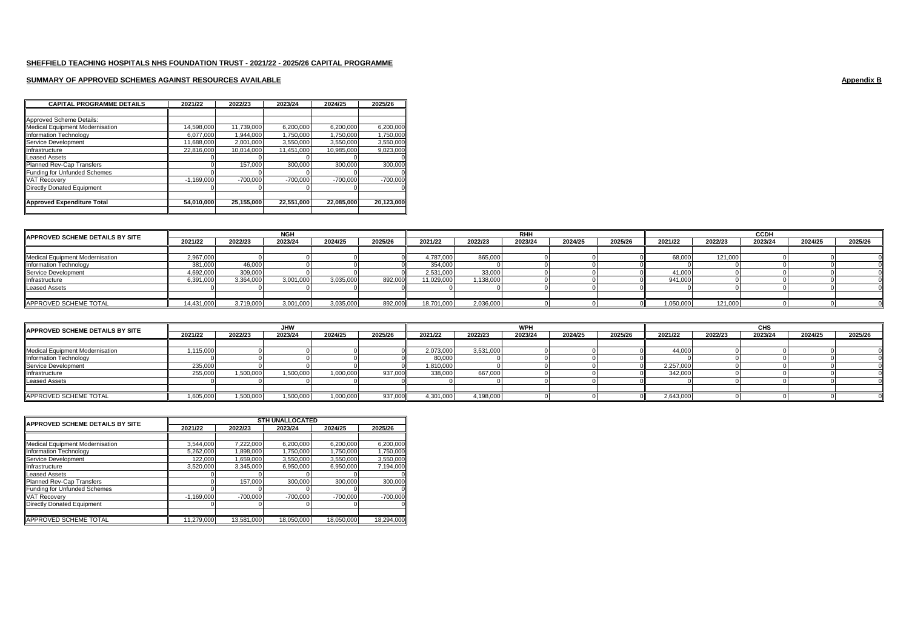**SHEFFIELD TEACHING HOSPITALS NHS FOUNDATION TRUST - 2021/22 - 2025/26 CAPITAL PROGRAMME**

**SUMMARY OF APPROVED SCHEMES AGAINST RESOURCES AVAILABLE**

**Appendix B**

| CAPITAL PROGRAMME DETAILS | 2021/22 | 2022/23 | 2023/24 | 2024/25 | 2025/26 |
|---|---|---|---|---|---|
| | | | | | |
| Approved Scheme Details: | | | | | |
| Medical Equipment Modernisation | 14,598,000 | 11,739,000 | 6,200,000 | 6,200,000 | 6,200,000 |
| Information Technology | 6,077,000 | 1,944,000 | 1,750,000 | 1,750,000 | 1,750,000 |
| Service Development | 11,688,000 | 2,001,000 | 3,550,000 | 3,550,000 | 3,550,000 |
| Infrastructure | 22,816,000 | 10,014,000 | 11,451,000 | 10,985,000 | 9,023,000 |
| Leased Assets | 0 | 0 | 0 | 0 | 0 |
| Planned Rev-Cap Transfers | 0 | 157,000 | 300,000 | 300,000 | 300,000 |
| Funding for Unfunded Schemes | 0 | 0 | 0 | 0 | 0 |
| VAT Recovery | -1,169,000 | -700,000 | -700,000 | -700,000 | -700,000 |
| Directly Donated Equipment | 0 | 0 | 0 | 0 | 0 |
| | | | | | |
| **Approved Expenditure Total** | **54,010,000** | **25,155,000** | **22,551,000** | **22,085,000** | **20,123,000** |

| APPROVED SCHEME DETAILS BY SITE | NGH | | | | | RHH | | | | | CCDH | | | | |
|---|---|---|---|---|---|---|---|---|---|---|---|---|---|---|---|
| | 2021/22 | 2022/23 | 2023/24 | 2024/25 | 2025/26 | 2021/22 | 2022/23 | 2023/24 | 2024/25 | 2025/26 | 2021/22 | 2022/23 | 2023/24 | 2024/25 | 2025/26 |
| Medical Equipment Modernisation | 2,967,000 | 0 | 0 | 0 | 0 | 4,787,000 | 865,000 | 0 | 0 | 0 | 68,000 | 121,000 | 0 | 0 | 0 |
| Information Technology | 381,000 | 46,000 | 0 | 0 | 0 | 354,000 | 0 | 0 | 0 | 0 | 0 | 0 | 0 | 0 | 0 |
| Service Development | 4,692,000 | 309,000 | 0 | 0 | 0 | 2,531,000 | 33,000 | 0 | 0 | 0 | 41,000 | 0 | 0 | 0 | 0 |
| Infrastructure | 6,391,000 | 3,364,000 | 3,001,000 | 3,035,000 | 892,000 | 11,029,000 | 1,138,000 | 0 | 0 | 0 | 941,000 | 0 | 0 | 0 | 0 |
| Leased Assets | 0 | 0 | 0 | 0 | 0 | 0 | 0 | 0 | 0 | 0 | 0 | 0 | 0 | 0 | 0 |
| | | | | | | | | | | | | | | | |
| APPROVED SCHEME TOTAL | 14,431,000 | 3,719,000 | 3,001,000 | 3,035,000 | 892,000 | 18,701,000 | 2,036,000 | 0 | 0 | 0 | 1,050,000 | 121,000 | 0 | 0 | 0 |

| APPROVED SCHEME DETAILS BY SITE | JHW | | | | | WPH | | | | | CHS | | | | |
|---|---|---|---|---|---|---|---|---|---|---|---|---|---|---|---|
| | 2021/22 | 2022/23 | 2023/24 | 2024/25 | 2025/26 | 2021/22 | 2022/23 | 2023/24 | 2024/25 | 2025/26 | 2021/22 | 2022/23 | 2023/24 | 2024/25 | 2025/26 |
| Medical Equipment Modernisation | 1,115,000 | 0 | 0 | 0 | 0 | 2,073,000 | 3,531,000 | 0 | 0 | 0 | 44,000 | 0 | 0 | 0 | 0 |
| Information Technology | 0 | 0 | 0 | 0 | 0 | 80,000 | 0 | 0 | 0 | 0 | 0 | 0 | 0 | 0 | 0 |
| Service Development | 235,000 | 0 | 0 | 0 | 0 | 1,810,000 | 0 | 0 | 0 | 0 | 2,257,000 | 0 | 0 | 0 | 0 |
| Infrastructure | 255,000 | 1,500,000 | 1,500,000 | 1,000,000 | 937,000 | 338,000 | 667,000 | 0 | 0 | 0 | 342,000 | 0 | 0 | 0 | 0 |
| Leased Assets | 0 | 0 | 0 | 0 | 0 | 0 | 0 | 0 | 0 | 0 | 0 | 0 | 0 | 0 | 0 |
| | | | | | | | | | | | | | | | |
| APPROVED SCHEME TOTAL | 1,605,000 | 1,500,000 | 1,500,000 | 1,000,000 | 937,000 | 4,301,000 | 4,198,000 | 0 | 0 | 0 | 2,643,000 | 0 | 0 | 0 | 0 |

| APPROVED SCHEME DETAILS BY SITE | STH UNALLOCATED | | | | |
|---|---|---|---|---|---|
| | 2021/22 | 2022/23 | 2023/24 | 2024/25 | 2025/26 |
| Medical Equipment Modernisation | 3,544,000 | 7,222,000 | 6,200,000 | 6,200,000 | 6,200,000 |
| Information Technology | 5,262,000 | 1,898,000 | 1,750,000 | 1,750,000 | 1,750,000 |
| Service Development | 122,000 | 1,659,000 | 3,550,000 | 3,550,000 | 3,550,000 |
| Infrastructure | 3,520,000 | 3,345,000 | 6,950,000 | 6,950,000 | 7,194,000 |
| Leased Assets | 0 | 0 | 0 | 0 | 0 |
| Planned Rev-Cap Transfers | 0 | 157,000 | 300,000 | 300,000 | 300,000 |
| Funding for Unfunded Schemes | 0 | 0 | 0 | 0 | 0 |
| VAT Recovery | -1,169,000 | -700,000 | -700,000 | -700,000 | -700,000 |
| Directly Donated Equipment | 0 | 0 | 0 | 0 | 0 |
| | | | | | |
| APPROVED SCHEME TOTAL | 11,279,000 | 13,581,000 | 18,050,000 | 18,050,000 | 18,294,000 |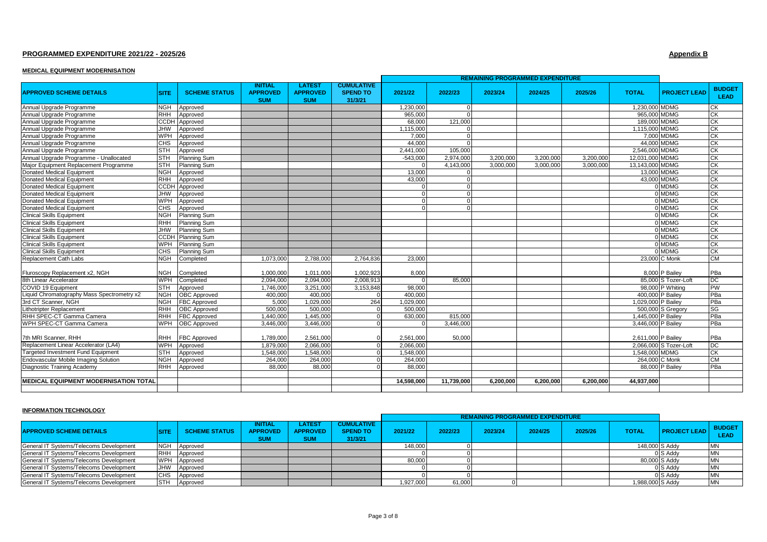## PROGRAMMED EXPENDITURE 2021/22 - 2025/26

**Appendix B**

### MEDICAL EQUIPMENT MODERNISATION

| APPROVED SCHEME DETAILS | SITE | SCHEME STATUS | INITIAL APPROVED SUM | LATEST APPROVED SUM | CUMULATIVE SPEND TO 31/3/21 | REMAINING PROGRAMMED EXPENDITURE | | | | | | PROJECT LEAD | BUDGET LEAD |
|---|---|---|---|---|---|---|---|---|---|---|---|---|---|
| | | | | | | 2021/22 | 2022/23 | 2023/24 | 2024/25 | 2025/26 | TOTAL | | |
| Annual Upgrade Programme | NGH | Approved | | | | 1,230,000 | 0 | | | | 1,230,000 | MDMG | CK |
| Annual Upgrade Programme | RHH | Approved | | | | 965,000 | 0 | | | | 965,000 | MDMG | CK |
| Annual Upgrade Programme | CCDH | Approved | | | | 68,000 | 121,000 | | | | 189,000 | MDMG | CK |
| Annual Upgrade Programme | JHW | Approved | | | | 1,115,000 | 0 | | | | 1,115,000 | MDMG | CK |
| Annual Upgrade Programme | WPH | Approved | | | | 7,000 | 0 | | | | 7,000 | MDMG | CK |
| Annual Upgrade Programme | CHS | Approved | | | | 44,000 | 0 | | | | 44,000 | MDMG | CK |
| Annual Upgrade Programme | STH | Approved | | | | 2,441,000 | 105,000 | | | | 2,546,000 | MDMG | CK |
| Annual Upgrade Programme - Unallocated | STH | Planning Sum | | | | -543,000 | 2,974,000 | 3,200,000 | 3,200,000 | 3,200,000 | 12,031,000 | MDMG | CK |
| Major Equipment Replacement Programme | STH | Planning Sum | | | | 0 | 4,143,000 | 3,000,000 | 3,000,000 | 3,000,000 | 13,143,000 | MDMG | CK |
| Donated Medical Equipment | NGH | Approved | | | | 13,000 | 0 | | | | 13,000 | MDMG | CK |
| Donated Medical Equipment | RHH | Approved | | | | 43,000 | 0 | | | | 43,000 | MDMG | CK |
| Donated Medical Equipment | CCDH | Approved | | | | 0 | 0 | | | | 0 | MDMG | CK |
| Donated Medical Equipment | JHW | Approved | | | | 0 | 0 | | | | 0 | MDMG | CK |
| Donated Medical Equipment | WPH | Approved | | | | 0 | 0 | | | | 0 | MDMG | CK |
| Donated Medical Equipment | CHS | Approved | | | | 0 | 0 | | | | 0 | MDMG | CK |
| Clinical Skills Equipment | NGH | Planning Sum | | | | | | | | | 0 | MDMG | CK |
| Clinical Skills Equipment | RHH | Planning Sum | | | | | | | | | 0 | MDMG | CK |
| Clinical Skills Equipment | JHW | Planning Sum | | | | | | | | | 0 | MDMG | CK |
| Clinical Skills Equipment | CCDH | Planning Sum | | | | | | | | | 0 | MDMG | CK |
| Clinical Skills Equipment | WPH | Planning Sum | | | | | | | | | 0 | MDMG | CK |
| Clinical Skills Equipment | CHS | Planning Sum | | | | | | | | | 0 | MDMG | CK |
| Replacement Cath Labs | NGH | Completed | 1,073,000 | 2,788,000 | 2,764,836 | 23,000 | | | | | 23,000 | C Monk | CM |
| Fluroscopy Replacement x2, NGH | NGH | Completed | 1,000,000 | 1,011,000 | 1,002,923 | 8,000 | | | | | 8,000 | P Bailey | PBa |
| 8th Linear Accelerator | WPH | Completed | 2,094,000 | 2,094,000 | 2,008,913 | 0 | 85,000 | | | | 85,000 | S Tozer-Loft | DC |
| COVID 19 Equipment | STH | Approved | 1,746,000 | 3,251,000 | 3,153,848 | 98,000 | | | | | 98,000 | P Whiting | PW |
| Liquid Chromatography Mass Spectrometry x2 | NGH | OBC Approved | 400,000 | 400,000 | 0 | 400,000 | | | | | 400,000 | P Bailey | PBa |
| 3rd CT Scanner, NGH | NGH | FBC Approved | 5,000 | 1,029,000 | 264 | 1,029,000 | | | | | 1,029,000 | P Bailey | PBa |
| Lithotripter Replacement | RHH | OBC Approved | 500,000 | 500,000 | 0 | 500,000 | | | | | 500,000 | S Gregory | SG |
| RHH SPEC-CT Gamma Camera | RHH | FBC Approved | 1,440,000 | 1,445,000 | 0 | 630,000 | 815,000 | | | | 1,445,000 | P Bailey | PBa |
| WPH SPEC-CT Gamma Camera | WPH | OBC Approved | 3,446,000 | 3,446,000 | 0 | 0 | 3,446,000 | | | | 3,446,000 | P Bailey | PBa |
| 7th MRI Scanner, RHH | RHH | FBC Approved | 1,789,000 | 2,561,000 | 0 | 2,561,000 | 50,000 | | | | 2,611,000 | P Bailey | PBa |
| Replacement Linear Accelerator (LA4) | WPH | Approved | 1,879,000 | 2,066,000 | 0 | 2,066,000 | | | | | 2,066,000 | S Tozer-Loft | DC |
| Targeted Investment Fund Equipment | STH | Approved | 1,548,000 | 1,548,000 | 0 | 1,548,000 | | | | | 1,548,000 | MDMG | CK |
| Endovascular Mobile Imaging Solution | NGH | Approved | 264,000 | 264,000 | 0 | 264,000 | | | | | 264,000 | C Monk | CM |
| Diagnostic Training Academy | RHH | Approved | 88,000 | 88,000 | 0 | 88,000 | | | | | 88,000 | P Bailey | PBa |
| **MEDICAL EQUIPMENT MODERNISATION TOTAL** | | | | | | **14,598,000** | **11,739,000** | **6,200,000** | **6,200,000** | **6,200,000** | **44,937,000** | | |

### INFORMATION TECHNOLOGY

| APPROVED SCHEME DETAILS | SITE | SCHEME STATUS | INITIAL APPROVED SUM | LATEST APPROVED SUM | CUMULATIVE SPEND TO 31/3/21 | REMAINING PROGRAMMED EXPENDITURE | | | | | | PROJECT LEAD | BUDGET LEAD |
|---|---|---|---|---|---|---|---|---|---|---|---|---|---|
| | | | | | | 2021/22 | 2022/23 | 2023/24 | 2024/25 | 2025/26 | TOTAL | | |
| General IT Systems/Telecoms Development | NGH | Approved | | | | 148,000 | 0 | | | | 148,000 | S Addy | MN |
| General IT Systems/Telecoms Development | RHH | Approved | | | | 0 | 0 | | | | 0 | S Addy | MN |
| General IT Systems/Telecoms Development | WPH | Approved | | | | 80,000 | 0 | | | | 80,000 | S Addy | MN |
| General IT Systems/Telecoms Development | JHW | Approved | | | | 0 | 0 | | | | 0 | S Addy | MN |
| General IT Systems/Telecoms Development | CHS | Approved | | | | 0 | 0 | | | | 0 | S Addy | MN |
| General IT Systems/Telecoms Development | STH | Approved | | | | 1,927,000 | 61,000 | 0 | | | 1,988,000 | S Addy | MN |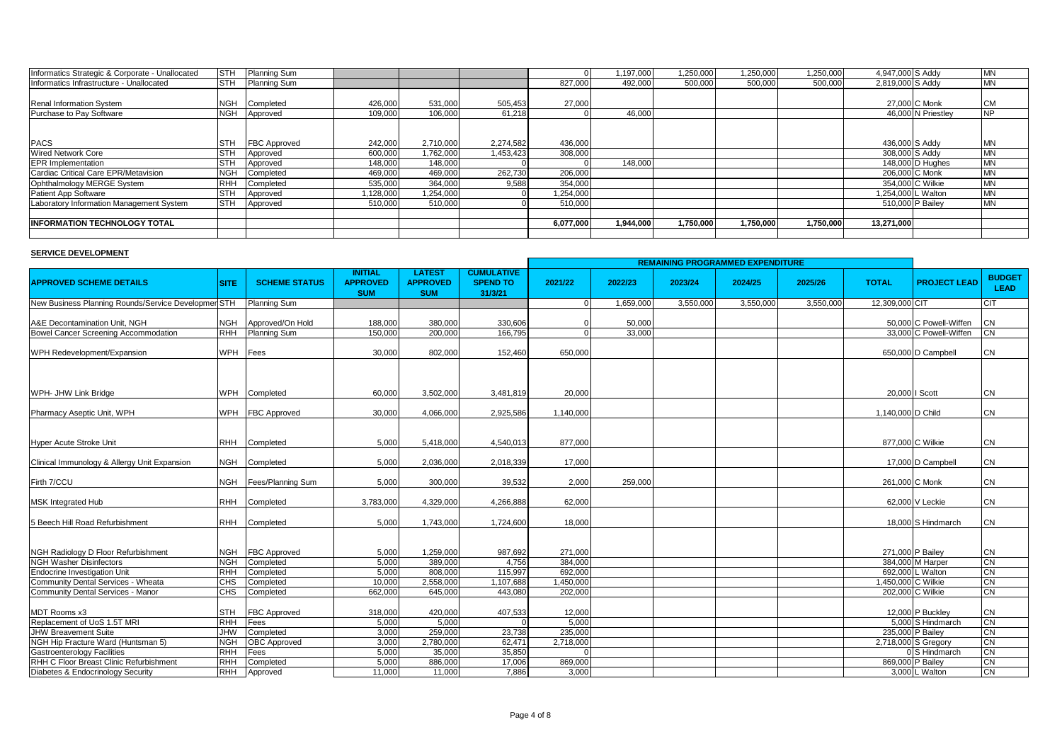| | | | | | | | | | | | | | |
|---|---|---|---|---|---|---|---|---|---|---|---|---|---|
| Informatics Strategic & Corporate - Unallocated | STH | Planning Sum | | | | 0 | 1,197,000 | 1,250,000 | 1,250,000 | 1,250,000 | 4,947,000 | S Addy | MN |
| Informatics Infrastructure - Unallocated | STH | Planning Sum | | | | 827,000 | 492,000 | 500,000 | 500,000 | 500,000 | 2,819,000 | S Addy | MN |
| Renal Information System | NGH | Completed | 426,000 | 531,000 | 505,453 | 27,000 | | | | | 27,000 | C Monk | CM |
| Purchase to Pay Software | NGH | Approved | 109,000 | 106,000 | 61,218 | 0 | 46,000 | | | | 46,000 | N Priestley | NP |
| PACS | STH | FBC Approved | 242,000 | 2,710,000 | 2,274,582 | 436,000 | | | | | 436,000 | S Addy | MN |
| Wired Network Core | STH | Approved | 600,000 | 1,762,000 | 1,453,423 | 308,000 | | | | | 308,000 | S Addy | MN |
| EPR Implementation | STH | Approved | 148,000 | 148,000 | 0 | 0 | 148,000 | | | | 148,000 | D Hughes | MN |
| Cardiac Critical Care EPR/Metavision | NGH | Completed | 469,000 | 469,000 | 262,730 | 206,000 | | | | | 206,000 | C Monk | MN |
| Ophthalmology MERGE System | RHH | Completed | 535,000 | 364,000 | 9,588 | 354,000 | | | | | 354,000 | C Wilkie | MN |
| Patient App Software | STH | Approved | 1,128,000 | 1,254,000 | 0 | 1,254,000 | | | | | 1,254,000 | L Walton | MN |
| Laboratory Information Management System | STH | Approved | 510,000 | 510,000 | 0 | 510,000 | | | | | 510,000 | P Bailey | MN |
| **INFORMATION TECHNOLOGY TOTAL** | | | | | | **6,077,000** | **1,944,000** | **1,750,000** | **1,750,000** | **1,750,000** | **13,271,000** | | |

**SERVICE DEVELOPMENT**

| | | | | | | REMAINING PROGRAMMED EXPENDITURE | | | | | | | |
|---|---|---|---|---|---|---|---|---|---|---|---|---|---|
| **APPROVED SCHEME DETAILS** | **SITE** | **SCHEME STATUS** | **INITIAL APPROVED SUM** | **LATEST APPROVED SUM** | **CUMULATIVE SPEND TO 31/3/21** | **2021/22** | **2022/23** | **2023/24** | **2024/25** | **2025/26** | **TOTAL** | **PROJECT LEAD** | **BUDGET LEAD** |
| New Business Planning Rounds/Service Development | STH | Planning Sum | | | | 0 | 1,659,000 | 3,550,000 | 3,550,000 | 3,550,000 | 12,309,000 | CIT | CIT |
| A&E Decontamination Unit, NGH | NGH | Approved/On Hold | 188,000 | 380,000 | 330,606 | 0 | 50,000 | | | | 50,000 | C Powell-Wiffen | CN |
| Bowel Cancer Screening Accommodation | RHH | Planning Sum | 150,000 | 200,000 | 166,795 | 0 | 33,000 | | | | 33,000 | C Powell-Wiffen | CN |
| WPH Redevelopment/Expansion | WPH | Fees | 30,000 | 802,000 | 152,460 | 650,000 | | | | | 650,000 | D Campbell | CN |
| WPH- JHW Link Bridge | WPH | Completed | 60,000 | 3,502,000 | 3,481,819 | 20,000 | | | | | 20,000 | I Scott | CN |
| Pharmacy Aseptic Unit, WPH | WPH | FBC Approved | 30,000 | 4,066,000 | 2,925,586 | 1,140,000 | | | | | 1,140,000 | D Child | CN |
| Hyper Acute Stroke Unit | RHH | Completed | 5,000 | 5,418,000 | 4,540,013 | 877,000 | | | | | 877,000 | C Wilkie | CN |
| Clinical Immunology & Allergy Unit Expansion | NGH | Completed | 5,000 | 2,036,000 | 2,018,339 | 17,000 | | | | | 17,000 | D Campbell | CN |
| Firth 7/CCU | NGH | Fees/Planning Sum | 5,000 | 300,000 | 39,532 | 2,000 | 259,000 | | | | 261,000 | C Monk | CN |
| MSK Integrated Hub | RHH | Completed | 3,783,000 | 4,329,000 | 4,266,888 | 62,000 | | | | | 62,000 | V Leckie | CN |
| 5 Beech Hill Road Refurbishment | RHH | Completed | 5,000 | 1,743,000 | 1,724,600 | 18,000 | | | | | 18,000 | S Hindmarch | CN |
| NGH Radiology D Floor Refurbishment | NGH | FBC Approved | 5,000 | 1,259,000 | 987,692 | 271,000 | | | | | 271,000 | P Bailey | CN |
| NGH Washer Disinfectors | NGH | Completed | 5,000 | 389,000 | 4,756 | 384,000 | | | | | 384,000 | M Harper | CN |
| Endocrine Investigation Unit | RHH | Completed | 5,000 | 808,000 | 115,997 | 692,000 | | | | | 692,000 | L Walton | CN |
| Community Dental Services - Wheata | CHS | Completed | 10,000 | 2,558,000 | 1,107,688 | 1,450,000 | | | | | 1,450,000 | C Wilkie | CN |
| Community Dental Services - Manor | CHS | Completed | 662,000 | 645,000 | 443,080 | 202,000 | | | | | 202,000 | C Wilkie | CN |
| MDT Rooms x3 | STH | FBC Approved | 318,000 | 420,000 | 407,533 | 12,000 | | | | | 12,000 | P Buckley | CN |
| Replacement of UoS 1.5T MRI | RHH | Fees | 5,000 | 5,000 | 0 | 5,000 | | | | | 5,000 | S Hindmarch | CN |
| JHW Breavement Suite | JHW | Completed | 3,000 | 259,000 | 23,738 | 235,000 | | | | | 235,000 | P Bailey | CN |
| NGH Hip Fracture Ward (Huntsman 5) | NGH | OBC Approved | 3,000 | 2,780,000 | 62,471 | 2,718,000 | | | | | 2,718,000 | S Gregory | CN |
| Gastroenterology Facilities | RHH | Fees | 5,000 | 35,000 | 35,850 | 0 | | | | | 0 | S Hindmarch | CN |
| RHH C Floor Breast Clinic Refurbishment | RHH | Completed | 5,000 | 886,000 | 17,006 | 869,000 | | | | | 869,000 | P Bailey | CN |
| Diabetes & Endocrinology Security | RHH | Approved | 11,000 | 11,000 | 7,886 | 3,000 | | | | | 3,000 | L Walton | CN |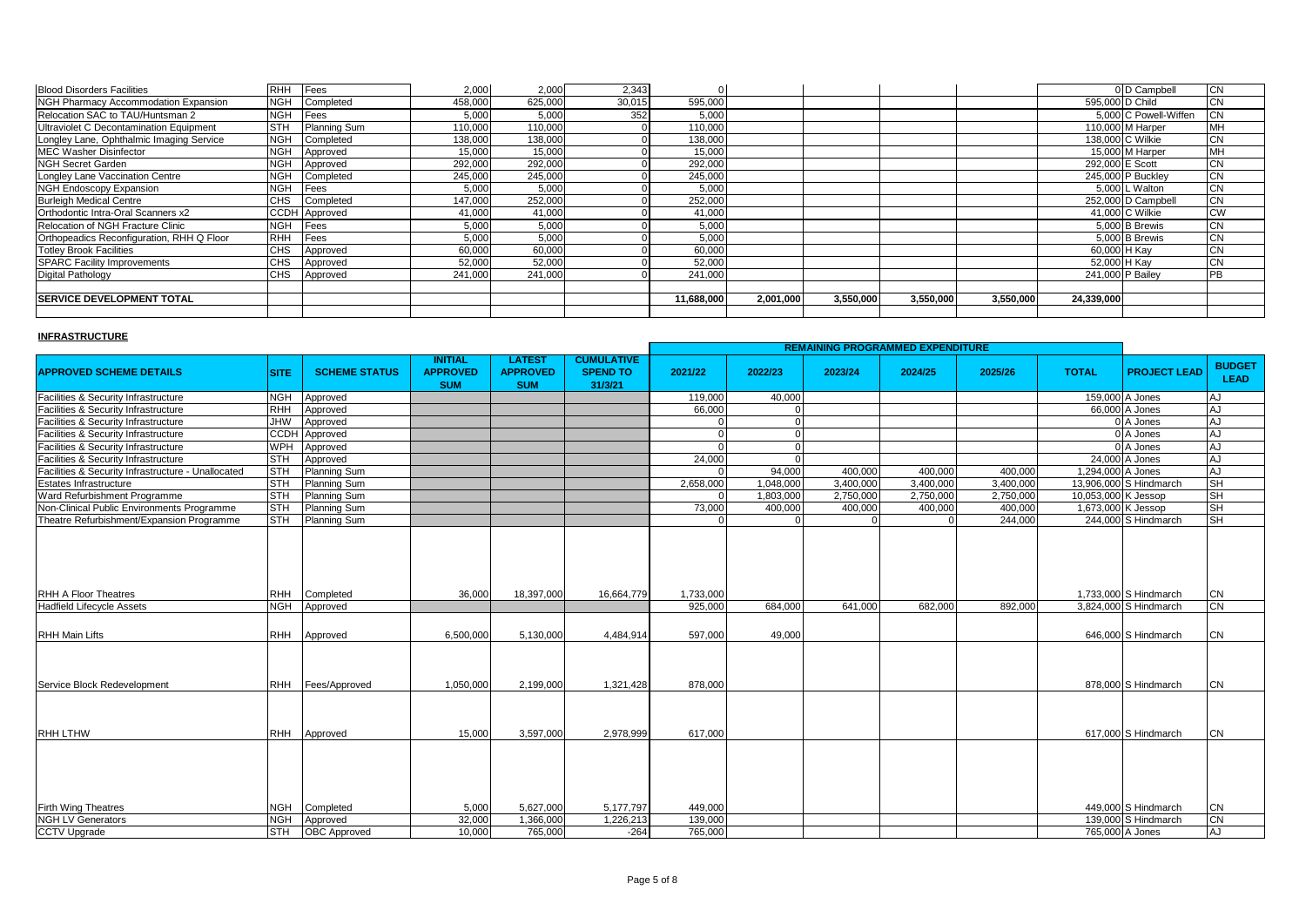| | | | | | | | | | | | | | |
|---|---|---|---|---|---|---|---|---|---|---|---|---|---|
| Blood Disorders Facilities | RHH | Fees | 2,000 | 2,000 | 2,343 | 0 | | | | | 0 | D Campbell | CN |
| NGH Pharmacy Accommodation Expansion | NGH | Completed | 458,000 | 625,000 | 30,015 | 595,000 | | | | | 595,000 | D Child | CN |
| Relocation SAC to TAU/Huntsman 2 | NGH | Fees | 5,000 | 5,000 | 352 | 5,000 | | | | | 5,000 | C Powell-Wiffen | CN |
| Ultraviolet C Decontamination Equipment | STH | Planning Sum | 110,000 | 110,000 | 0 | 110,000 | | | | | 110,000 | M Harper | MH |
| Longley Lane, Ophthalmic Imaging Service | NGH | Completed | 138,000 | 138,000 | 0 | 138,000 | | | | | 138,000 | C Wilkie | CN |
| MEC Washer Disinfector | NGH | Approved | 15,000 | 15,000 | 0 | 15,000 | | | | | 15,000 | M Harper | MH |
| NGH Secret Garden | NGH | Approved | 292,000 | 292,000 | 0 | 292,000 | | | | | 292,000 | E Scott | CN |
| Longley Lane Vaccination Centre | NGH | Completed | 245,000 | 245,000 | 0 | 245,000 | | | | | 245,000 | P Buckley | CN |
| NGH Endoscopy Expansion | NGH | Fees | 5,000 | 5,000 | 0 | 5,000 | | | | | 5,000 | L Walton | CN |
| Burleigh Medical Centre | CHS | Completed | 147,000 | 252,000 | 0 | 252,000 | | | | | 252,000 | D Campbell | CN |
| Orthodontic Intra-Oral Scanners x2 | CCDH | Approved | 41,000 | 41,000 | 0 | 41,000 | | | | | 41,000 | C Wilkie | CW |
| Relocation of NGH Fracture Clinic | NGH | Fees | 5,000 | 5,000 | 0 | 5,000 | | | | | 5,000 | B Brewis | CN |
| Orthopeadics Reconfiguration, RHH Q Floor | RHH | Fees | 5,000 | 5,000 | 0 | 5,000 | | | | | 5,000 | B Brewis | CN |
| Totley Brook Facilities | CHS | Approved | 60,000 | 60,000 | 0 | 60,000 | | | | | 60,000 | H Kay | CN |
| SPARC Facility Improvements | CHS | Approved | 52,000 | 52,000 | 0 | 52,000 | | | | | 52,000 | H Kay | CN |
| Digital Pathology | CHS | Approved | 241,000 | 241,000 | 0 | 241,000 | | | | | 241,000 | P Bailey | PB |
| | | | | | | | | | | | | | |
| **SERVICE DEVELOPMENT TOTAL** | | | | | | **11,688,000** | **2,001,000** | **3,550,000** | **3,550,000** | **3,550,000** | **24,339,000** | | |

## INFRASTRUCTURE

| | | | | | | REMAINING PROGRAMMED EXPENDITURE | | | | | | | |
|---|---|---|---|---|---|---|---|---|---|---|---|---|---|
| **APPROVED SCHEME DETAILS** | **SITE** | **SCHEME STATUS** | **INITIAL APPROVED SUM** | **LATEST APPROVED SUM** | **CUMULATIVE SPEND TO 31/3/21** | **2021/22** | **2022/23** | **2023/24** | **2024/25** | **2025/26** | **TOTAL** | **PROJECT LEAD** | **BUDGET LEAD** |
| Facilities & Security Infrastructure | NGH | Approved | | | | 119,000 | 40,000 | | | | 159,000 | A Jones | AJ |
| Facilities & Security Infrastructure | RHH | Approved | | | | 66,000 | 0 | | | | 66,000 | A Jones | AJ |
| Facilities & Security Infrastructure | JHW | Approved | | | | 0 | 0 | | | | 0 | A Jones | AJ |
| Facilities & Security Infrastructure | CCDH | Approved | | | | 0 | 0 | | | | 0 | A Jones | AJ |
| Facilities & Security Infrastructure | WPH | Approved | | | | 0 | 0 | | | | 0 | A Jones | AJ |
| Facilities & Security Infrastructure | STH | Approved | | | | 24,000 | 0 | | | | 24,000 | A Jones | AJ |
| Facilities & Security Infrastructure - Unallocated | STH | Planning Sum | | | | 0 | 94,000 | 400,000 | 400,000 | 400,000 | 1,294,000 | A Jones | AJ |
| Estates Infrastructure | STH | Planning Sum | | | | 2,658,000 | 1,048,000 | 3,400,000 | 3,400,000 | 3,400,000 | 13,906,000 | S Hindmarch | SH |
| Ward Refurbishment Programme | STH | Planning Sum | | | | 0 | 1,803,000 | 2,750,000 | 2,750,000 | 2,750,000 | 10,053,000 | K Jessop | SH |
| Non-Clinical Public Environments Programme | STH | Planning Sum | | | | 73,000 | 400,000 | 400,000 | 400,000 | 400,000 | 1,673,000 | K Jessop | SH |
| Theatre Refurbishment/Expansion Programme | STH | Planning Sum | | | | 0 | 0 | 0 | 0 | 244,000 | 244,000 | S Hindmarch | SH |
| RHH A Floor Theatres | RHH | Completed | 36,000 | 18,397,000 | 16,664,779 | 1,733,000 | | | | | 1,733,000 | S Hindmarch | CN |
| Hadfield Lifecycle Assets | NGH | Approved | | | | 925,000 | 684,000 | 641,000 | 682,000 | 892,000 | 3,824,000 | S Hindmarch | CN |
| RHH Main Lifts | RHH | Approved | 6,500,000 | 5,130,000 | 4,484,914 | 597,000 | 49,000 | | | | 646,000 | S Hindmarch | CN |
| Service Block Redevelopment | RHH | Fees/Approved | 1,050,000 | 2,199,000 | 1,321,428 | 878,000 | | | | | 878,000 | S Hindmarch | CN |
| RHH LTHW | RHH | Approved | 15,000 | 3,597,000 | 2,978,999 | 617,000 | | | | | 617,000 | S Hindmarch | CN |
| Firth Wing Theatres | NGH | Completed | 5,000 | 5,627,000 | 5,177,797 | 449,000 | | | | | 449,000 | S Hindmarch | CN |
| NGH LV Generators | NGH | Approved | 32,000 | 1,366,000 | 1,226,213 | 139,000 | | | | | 139,000 | S Hindmarch | CN |
| CCTV Upgrade | STH | OBC Approved | 10,000 | 765,000 | -264 | 765,000 | | | | | 765,000 | A Jones | AJ |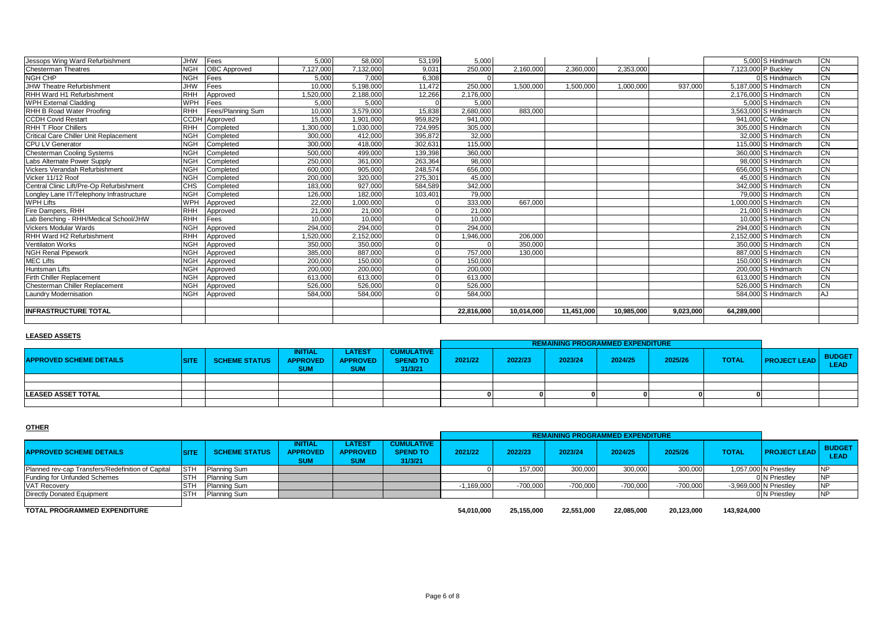| | | | | | | | | | | | | | |
|---|---|---|---|---|---|---|---|---|---|---|---|---|---|
| Jessops Wing Ward Refurbishment | JHW | Fees | 5,000 | 58,000 | 53,199 | 5,000 | | | | | 5,000 | S Hindmarch | CN |
| Chesterman Theatres | NGH | OBC Approved | 7,127,000 | 7,132,000 | 9,031 | 250,000 | 2,160,000 | 2,360,000 | 2,353,000 | | 7,123,000 | P Buckley | CN |
| NGH CHP | NGH | Fees | 5,000 | 7,000 | 6,308 | 0 | | | | | 0 | S Hindmarch | CN |
| JHW Theatre Refurbishment | JHW | Fees | 10,000 | 5,198,000 | 11,472 | 250,000 | 1,500,000 | 1,500,000 | 1,000,000 | 937,000 | 5,187,000 | S Hindmarch | CN |
| RHH Ward H1 Refurbishment | RHH | Approved | 1,520,000 | 2,188,000 | 12,266 | 2,176,000 | | | | | 2,176,000 | S Hindmarch | CN |
| WPH External Cladding | WPH | Fees | 5,000 | 5,000 | 0 | 5,000 | | | | | 5,000 | S Hindmarch | CN |
| RHH B Road Water Proofing | RHH | Fees/Planning Sum | 10,000 | 3,579,000 | 15,838 | 2,680,000 | 883,000 | | | | 3,563,000 | S Hindmarch | CN |
| CCDH Covid Restart | CCDH | Approved | 15,000 | 1,901,000 | 959,829 | 941,000 | | | | | 941,000 | C Wilkie | CN |
| RHH T Floor Chillers | RHH | Completed | 1,300,000 | 1,030,000 | 724,995 | 305,000 | | | | | 305,000 | S Hindmarch | CN |
| Critical Care Chiller Unit Replacement | NGH | Completed | 300,000 | 412,000 | 395,872 | 32,000 | | | | | 32,000 | S Hindmarch | CN |
| CPU LV Generator | NGH | Completed | 300,000 | 418,000 | 302,631 | 115,000 | | | | | 115,000 | S Hindmarch | CN |
| Chesterman Cooling Systems | NGH | Completed | 500,000 | 499,000 | 139,398 | 360,000 | | | | | 360,000 | S Hindmarch | CN |
| Labs Alternate Power Supply | NGH | Completed | 250,000 | 361,000 | 263,364 | 98,000 | | | | | 98,000 | S Hindmarch | CN |
| Vickers Verandah Refurbishment | NGH | Completed | 600,000 | 905,000 | 248,574 | 656,000 | | | | | 656,000 | S Hindmarch | CN |
| Vicker 11/12 Roof | NGH | Completed | 200,000 | 320,000 | 275,301 | 45,000 | | | | | 45,000 | S Hindmarch | CN |
| Central Clinic Lift/Pre-Op Refurbishment | CHS | Completed | 183,000 | 927,000 | 584,589 | 342,000 | | | | | 342,000 | S Hindmarch | CN |
| Longley Lane IT/Telephony Infrastructure | NGH | Completed | 126,000 | 182,000 | 103,401 | 79,000 | | | | | 79,000 | S Hindmarch | CN |
| WPH Lifts | WPH | Approved | 22,000 | 1,000,000 | 0 | 333,000 | 667,000 | | | | 1,000,000 | S Hindmarch | CN |
| Fire Dampers, RHH | RHH | Approved | 21,000 | 21,000 | 0 | 21,000 | | | | | 21,000 | S Hindmarch | CN |
| Lab Benching - RHH/Medical School/JHW | RHH | Fees | 10,000 | 10,000 | 0 | 10,000 | | | | | 10,000 | S Hindmarch | CN |
| Vickers Modular Wards | NGH | Approved | 294,000 | 294,000 | 0 | 294,000 | | | | | 294,000 | S Hindmarch | CN |
| RHH Ward H2 Refurbishment | RHH | Approved | 1,520,000 | 2,152,000 | 0 | 1,946,000 | 206,000 | | | | 2,152,000 | S Hindmarch | CN |
| Ventilaton Works | NGH | Approved | 350,000 | 350,000 | 0 | 0 | 350,000 | | | | 350,000 | S Hindmarch | CN |
| NGH Renal Pipework | NGH | Approved | 385,000 | 887,000 | 0 | 757,000 | 130,000 | | | | 887,000 | S Hindmarch | CN |
| MEC Lifts | NGH | Approved | 200,000 | 150,000 | 0 | 150,000 | | | | | 150,000 | S Hindmarch | CN |
| Huntsman Lifts | NGH | Approved | 200,000 | 200,000 | 0 | 200,000 | | | | | 200,000 | S Hindmarch | CN |
| Firth Chiller Replacement | NGH | Approved | 613,000 | 613,000 | 0 | 613,000 | | | | | 613,000 | S Hindmarch | CN |
| Chesterman Chiller Replacement | NGH | Approved | 526,000 | 526,000 | 0 | 526,000 | | | | | 526,000 | S Hindmarch | CN |
| Laundry Modernisation | NGH | Approved | 584,000 | 584,000 | 0 | 584,000 | | | | | 584,000 | S Hindmarch | AJ |
| **INFRASTRUCTURE TOTAL** | | | | | | **22,816,000** | **10,014,000** | **11,451,000** | **10,985,000** | **9,023,000** | **64,289,000** | | |

**LEASED ASSETS**

| | | | | | | REMAINING PROGRAMMED EXPENDITURE | | | | | | | |
|---|---|---|---|---|---|---|---|---|---|---|---|---|---|
| **APPROVED SCHEME DETAILS** | **SITE** | **SCHEME STATUS** | **INITIAL APPROVED SUM** | **LATEST APPROVED SUM** | **CUMULATIVE SPEND TO 31/3/21** | **2021/22** | **2022/23** | **2023/24** | **2024/25** | **2025/26** | **TOTAL** | **PROJECT LEAD** | **BUDGET LEAD** |
| | | | | | | | | | | | | | |
| **LEASED ASSET TOTAL** | | | | | | **0** | **0** | **0** | **0** | **0** | **0** | | |

**OTHER**

| | | | | | | REMAINING PROGRAMMED EXPENDITURE | | | | | | | |
|---|---|---|---|---|---|---|---|---|---|---|---|---|---|
| **APPROVED SCHEME DETAILS** | **SITE** | **SCHEME STATUS** | **INITIAL APPROVED SUM** | **LATEST APPROVED SUM** | **CUMULATIVE SPEND TO 31/3/21** | **2021/22** | **2022/23** | **2023/24** | **2024/25** | **2025/26** | **TOTAL** | **PROJECT LEAD** | **BUDGET LEAD** |
| Planned rev-cap Transfers/Redefinition of Capital | STH | Planning Sum | | | | 0 | 157,000 | 300,000 | 300,000 | 300,000 | 1,057,000 | N Priestley | NP |
| Funding for Unfunded Schemes | STH | Planning Sum | | | | | | | | | 0 | N Priestley | NP |
| VAT Recovery | STH | Planning Sum | | | | -1,169,000 | -700,000 | -700,000 | -700,000 | -700,000 | -3,969,000 | N Priestley | NP |
| Directly Donated Equipment | STH | Planning Sum | | | | | | | | | 0 | N Priestley | NP |
| **TOTAL PROGRAMMED EXPENDITURE** | | | | | | **54,010,000** | **25,155,000** | **22,551,000** | **22,085,000** | **20,123,000** | **143,924,000** | | |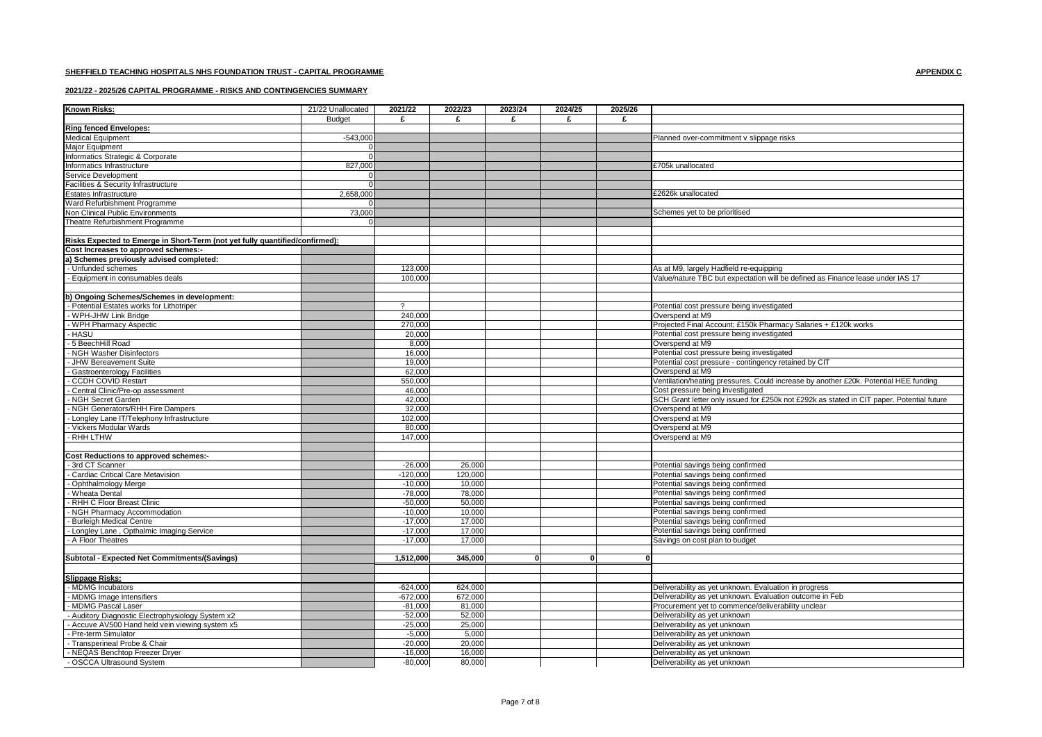**SHEFFIELD TEACHING HOSPITALS NHS FOUNDATION TRUST - CAPITAL PROGRAMME** **APPENDIX C**

**2021/22 - 2025/26 CAPITAL PROGRAMME - RISKS AND CONTINGENCIES SUMMARY**

| **Known Risks:** | 21/22 Unallocated | **2021/22** | **2022/23** | **2023/24** | **2024/25** | **2025/26** | |
|---|---|---|---|---|---|---|---|
| | Budget | **£** | **£** | **£** | **£** | **£** | |
| **Ring fenced Envelopes:** | | | | | | | |
| Medical Equipment | -543,000 | | | | | | Planned over-commitment v slippage risks |
| Major Equipment | 0 | | | | | | |
| Informatics Strategic & Corporate | 0 | | | | | | |
| Informatics Infrastructure | 827,000 | | | | | | £705k unallocated |
| Service Development | 0 | | | | | | |
| Facilities & Security Infrastructure | 0 | | | | | | |
| Estates Infrastructure | 2,658,000 | | | | | | £2626k unallocated |
| Ward Refurbishment Programme | 0 | | | | | | |
| Non Clinical Public Environments | 73,000 | | | | | | Schemes yet to be prioritised |
| Theatre Refurbishment Programme | 0 | | | | | | |
| | | | | | | | |
| **Risks Expected to Emerge in Short-Term (not yet fully quantified/confirmed):** | | | | | | | |
| **Cost Increases to approved schemes:-** | | | | | | | |
| **a) Schemes previously advised completed:** | | | | | | | |
| - Unfunded schemes | | 123,000 | | | | | As at M9, largely Hadfield re-equipping |
| - Equipment in consumables deals | | 100,000 | | | | | Value/nature TBC but expectation will be defined as Finance lease under IAS 17 |
| | | | | | | | |
| **b) Ongoing Schemes/Schemes in development:** | | | | | | | |
| - Potential Estates works for Lithotriper | | ? | | | | | Potential cost pressure being investigated |
| - WPH-JHW Link Bridge | | 240,000 | | | | | Overspend at M9 |
| - WPH Pharmacy Aspectic | | 270,000 | | | | | Projected Final Account; £150k Pharmacy Salaries + £120k works |
| - HASU | | 20,000 | | | | | Potential cost pressure being investigated |
| - 5 BeechHill Road | | 8,000 | | | | | Overspend at M9 |
| - NGH Washer Disinfectors | | 16,000 | | | | | Potential cost pressure being investigated |
| - JHW Bereavement Suite | | 19,000 | | | | | Potential cost pressure - contingency retained by CIT |
| - Gastroenterology Facilities | | 62,000 | | | | | Overspend at M9 |
| - CCDH COVID Restart | | 550,000 | | | | | Ventilation/heating pressures. Could increase by another £20k. Potential HEE funding |
| - Central Clinic/Pre-op assessment | | 46,000 | | | | | Cost pressure being investigated |
| - NGH Secret Garden | | 42,000 | | | | | SCH Grant letter only issued for £250k not £292k as stated in CIT paper. Potential future |
| - NGH Generators/RHH Fire Dampers | | 32,000 | | | | | Overspend at M9 |
| - Longley Lane IT/Telephony Infrastructure | | 102,000 | | | | | Overspend at M9 |
| - Vickers Modular Wards | | 80,000 | | | | | Overspend at M9 |
| - RHH LTHW | | 147,000 | | | | | Overspend at M9 |
| | | | | | | | |
| **Cost Reductions to approved schemes:-** | | | | | | | |
| - 3rd CT Scanner | | -26,000 | 26,000 | | | | Potential savings being confirmed |
| - Cardiac Critical Care Metavision | | -120,000 | 120,000 | | | | Potential savings being confirmed |
| - Ophthalmology Merge | | -10,000 | 10,000 | | | | Potential savings being confirmed |
| - Wheata Dental | | -78,000 | 78,000 | | | | Potential savings being confirmed |
| - RHH C Floor Breast Clinic | | -50,000 | 50,000 | | | | Potential savings being confirmed |
| - NGH Pharmacy Accommodation | | -10,000 | 10,000 | | | | Potential savings being confirmed |
| - Burleigh Medical Centre | | -17,000 | 17,000 | | | | Potential savings being confirmed |
| - Longley Lane , Opthalmic Imaging Service | | -17,000 | 17,000 | | | | Potential savings being confirmed |
| - A Floor Theatres | | -17,000 | 17,000 | | | | Savings on cost plan to budget |
| | | | | | | | |
| **Subtotal - Expected Net Commitments/(Savings)** | | **1,512,000** | **345,000** | **0** | **0** | **0** | |
| | | | | | | | |
| **Slippage Risks:** | | | | | | | |
| - MDMG Incubators | | -624,000 | 624,000 | | | | Deliverability as yet unknown. Evaluation in progress |
| - MDMG Image Intensifiers | | -672,000 | 672,000 | | | | Deliverability as yet unknown. Evaluation outcome in Feb |
| - MDMG Pascal Laser | | -81,000 | 81,000 | | | | Procurement yet to commence/deliverability unclear |
| - Auditory Diagnostic Electrophysiology System x2 | | -52,000 | 52,000 | | | | Deliverability as yet unknown |
| - Accuve AV500 Hand held vein viewing system x5 | | -25,000 | 25,000 | | | | Deliverability as yet unknown |
| - Pre-term Simulator | | -5,000 | 5,000 | | | | Deliverability as yet unknown |
| - Transperineal Probe & Chair | | -20,000 | 20,000 | | | | Deliverability as yet unknown |
| - NEQAS Benchtop Freezer Dryer | | -16,000 | 16,000 | | | | Deliverability as yet unknown |
| - OSCCA Ultrasound System | | -80,000 | 80,000 | | | | Deliverability as yet unknown |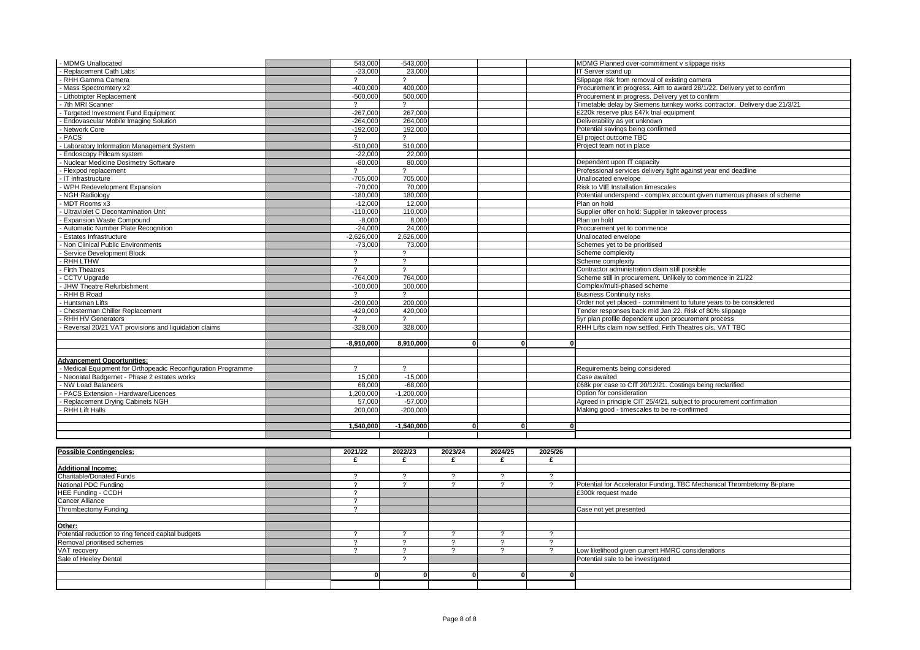| | | | | | | | |
|---|---|---|---|---|---|---|---|
| - MDMG Unallocated | | 543,000 | -543,000 | | | | MDMG Planned over-commitment v slippage risks |
| - Replacement Cath Labs | | -23,000 | 23,000 | | | | IT Server stand up |
| - RHH Gamma Camera | | ? | ? | | | | Slippage risk from removal of existing camera |
| - Mass Spectromtery x2 | | -400,000 | 400,000 | | | | Procurement in progress. Aim to award 28/1/22. Delivery yet to confirm |
| - Lithotripter Replacement | | -500,000 | 500,000 | | | | Procurement in progress. Delivery yet to confirm |
| - 7th MRI Scanner | | ? | ? | | | | Timetable delay by Siemens turnkey works contractor. Delivery due 21/3/21 |
| - Targeted Investment Fund Equipment | | -267,000 | 267,000 | | | | £220k reserve plus £47k trial equipment |
| - Endovascular Mobile Imaging Solution | | -264,000 | 264,000 | | | | Deliverability as yet unknown |
| - Network Core | | -192,000 | 192,000 | | | | Potential savings being confirmed |
| - PACS | | ? | ? | | | | EI project outcome TBC |
| - Laboratory Information Management System | | -510,000 | 510,000 | | | | Project team not in place |
| - Endoscopy Pillcam system | | -22,000 | 22,000 | | | | |
| - Nuclear Medicine Dosimetry Software | | -80,000 | 80,000 | | | | Dependent upon IT capacity |
| - Flexpod replacement | | ? | ? | | | | Professional services delivery tight against year end deadline |
| - IT Infrastructure | | -705,000 | 705,000 | | | | Unallocated envelope |
| - WPH Redevelopment Expansion | | -70,000 | 70,000 | | | | Risk to VIE Installation timescales |
| - NGH Radiology | | -180,000 | 180,000 | | | | Potential underspend - complex account given numerous phases of scheme |
| - MDT Rooms x3 | | -12,000 | 12,000 | | | | Plan on hold |
| - Ultraviolet C Decontamination Unit | | -110,000 | 110,000 | | | | Supplier offer on hold: Supplier in takeover process |
| - Expansion Waste Compound | | -8,000 | 8,000 | | | | Plan on hold |
| - Automatic Number Plate Recognition | | -24,000 | 24,000 | | | | Procurement yet to commence |
| - Estates Infrastructure | | -2,626,000 | 2,626,000 | | | | Unallocated envelope |
| - Non Clinical Public Environments | | -73,000 | 73,000 | | | | Schemes yet to be prioritised |
| - Service Development Block | | ? | ? | | | | Scheme complexity |
| - RHH LTHW | | ? | ? | | | | Scheme complexity |
| - Firth Theatres | | ? | ? | | | | Contractor administration claim still possible |
| - CCTV Upgrade | | -764,000 | 764,000 | | | | Scheme still in procurement. Unlikely to commence in 21/22 |
| - JHW Theatre Refurbishment | | -100,000 | 100,000 | | | | Complex/multi-phased scheme |
| - RHH B Road | | ? | ? | | | | Business Continuity risks |
| - Huntsman Lifts | | -200,000 | 200,000 | | | | Order not yet placed - commitment to future years to be considered |
| - Chesterman Chiller Replacement | | -420,000 | 420,000 | | | | Tender responses back mid Jan 22. Risk of 80% slippage |
| - RHH HV Generators | | ? | ? | | | | 5yr plan profile dependent upon procurement process |
| - Reversal 20/21 VAT provisions and liquidation claims | | -328,000 | 328,000 | | | | RHH Lifts claim now settled; Firth Theatres o/s, VAT TBC |
| | | | | | | | |
| | | -8,910,000 | 8,910,000 | 0 | 0 | 0 | |
| | | | | | | | |
| **Advancement Opportunities:** | | | | | | | |
| - Medical Equipment for Orthopeadic Reconfiguration Programme | | ? | ? | | | | Requirements being considered |
| - Neonatal Badgernet - Phase 2 estates works | | 15,000 | -15,000 | | | | Case awaited |
| - NW Load Balancers | | 68,000 | -68,000 | | | | £68k per case to CIT 20/12/21. Costings being reclarified |
| - PACS Extension - Hardware/Licences | | 1,200,000 | -1,200,000 | | | | Option for consideration |
| - Replacement Drying Cabinets NGH | | 57,000 | -57,000 | | | | Agreed in principle CIT 25/4/21, subject to procurement confirmation |
| - RHH Lift Halls | | 200,000 | -200,000 | | | | Making good - timescales to be re-confirmed |
| | | | | | | | |
| | | 1,540,000 | -1,540,000 | 0 | 0 | 0 | |

| **Possible Contingencies:** | | 2021/22 | 2022/23 | 2023/24 | 2024/25 | 2025/26 | |
|---|---|---|---|---|---|---|---|
| | | £ | £ | £ | £ | £ | |
| **Additional Income:** | | | | | | | |
| Charitable/Donated Funds | | ? | ? | ? | ? | ? | |
| National PDC Funding | | ? | ? | ? | ? | ? | Potential for Accelerator Funding, TBC Mechanical Thrombetomy Bi-plane |
| HEE Funding - CCDH | | ? | | | | | £300k request made |
| Cancer Alliance | | ? | | | | | |
| Thrombectomy Funding | | ? | | | | | Case not yet presented |
| | | | | | | | |
| **Other:** | | | | | | | |
| Potential reduction to ring fenced capital budgets | | ? | ? | ? | ? | ? | |
| Removal prioritised schemes | | ? | ? | ? | ? | ? | |
| VAT recovery | | ? | ? | ? | ? | ? | Low likelihood given current HMRC considerations |
| Sale of Heeley Dental | | | ? | | | | Potential sale to be investigated |
| | | | | | | | |
| | | 0 | 0 | 0 | 0 | 0 | |